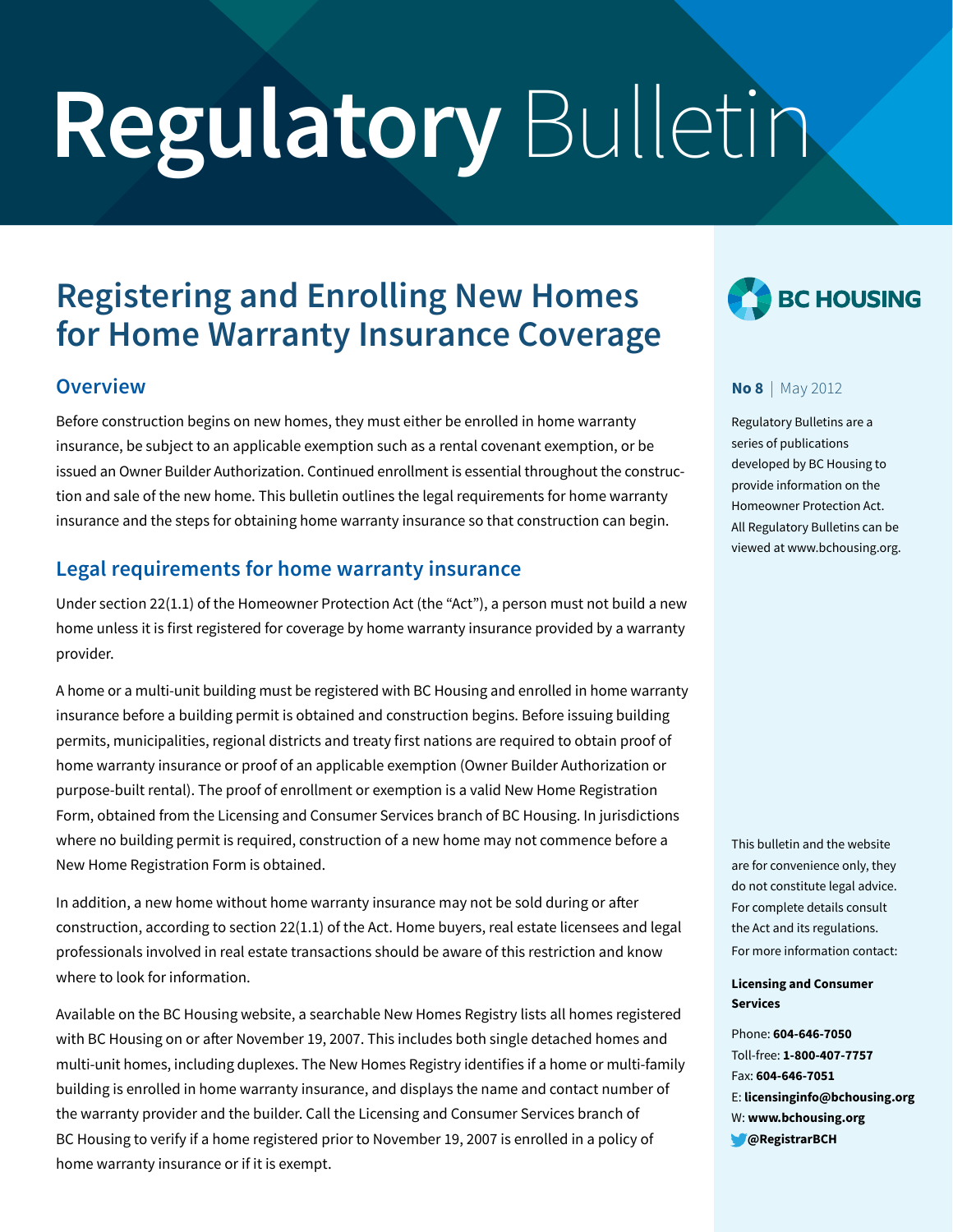# Regulatory Bulletin

## Registering and Enrolling New Homes for Home Warranty Insurance Coverage

BC HOUSING

**No 8** | May 2012

Regulatory Bulletins are a series of publications developed by BC Housing to provide information on the Homeowner Protection Act. All Regulatory Bulletins can be viewed at www.bchousing.org.

### Overview

Before construction begins on new homes, they must either be enrolled in home warranty insurance, be subject to an applicable exemption such as a rental covenant exemption, or be issued an Owner Builder Authorization. Continued enrollment is essential throughout the construction and sale of the new home. This bulletin outlines the legal requirements for home warranty insurance and the steps for obtaining home warranty insurance so that construction can begin.

### Legal requirements for home warranty insurance

Under section 22(1.1) of the Homeowner Protection Act (the "Act"), a person must not build a new home unless it is first registered for coverage by home warranty insurance provided by a warranty provider.

A home or a multi-unit building must be registered with BC Housing and enrolled in home warranty insurance before a building permit is obtained and construction begins. Before issuing building permits, municipalities, regional districts and treaty first nations are required to obtain proof of home warranty insurance or proof of an applicable exemption (Owner Builder Authorization or purpose-built rental). The proof of enrollment or exemption is a valid New Home Registration Form, obtained from the Licensing and Consumer Services branch of BC Housing. In jurisdictions where no building permit is required, construction of a new home may not commence before a New Home Registration Form is obtained.

In addition, a new home without home warranty insurance may not be sold during or after construction, according to section 22(1.1) of the Act. Home buyers, real estate licensees and legal professionals involved in real estate transactions should be aware of this restriction and know where to look for information.

Available on the BC Housing website, a searchable New Homes Registry lists all homes registered with BC Housing on or after November 19, 2007. This includes both single detached homes and multi-unit homes, including duplexes. The New Homes Registry identifies if a home or multi-family building is enrolled in home warranty insurance, and displays the name and contact number of the warranty provider and the builder. Call the Licensing and Consumer Services branch of BC Housing to verify if a home registered prior to November 19, 2007 is enrolled in a policy of home warranty insurance or if it is exempt.

This bulletin and the website are for convenience only, they do not constitute legal advice. For complete details consult the Act and its regulations. For more information contact:

**Licensing and Consumer Services**

Phone: **604-646-7050**
Toll-free: **1-800-407-7757**
Fax: **604-646-7051**
E: **licensinginfo@bchousing.org**
W: **www.bchousing.org**
**@RegistrarBCH**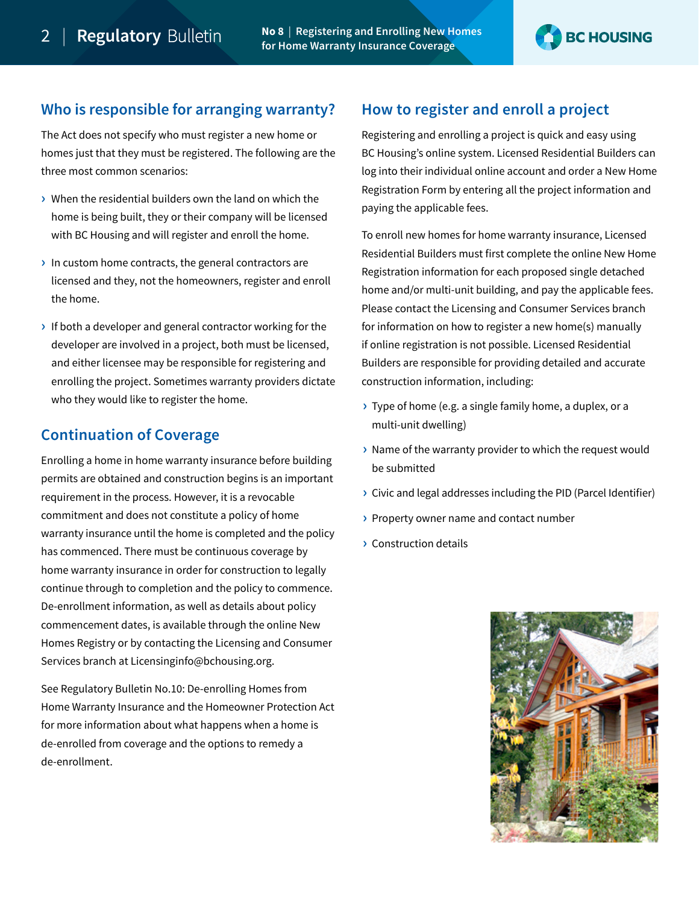## Who is responsible for arranging warranty?

The Act does not specify who must register a new home or homes just that they must be registered. The following are the three most common scenarios:

- When the residential builders own the land on which the home is being built, they or their company will be licensed with BC Housing and will register and enroll the home.
- In custom home contracts, the general contractors are licensed and they, not the homeowners, register and enroll the home.
- If both a developer and general contractor working for the developer are involved in a project, both must be licensed, and either licensee may be responsible for registering and enrolling the project. Sometimes warranty providers dictate who they would like to register the home.

## Continuation of Coverage

Enrolling a home in home warranty insurance before building permits are obtained and construction begins is an important requirement in the process. However, it is a revocable commitment and does not constitute a policy of home warranty insurance until the home is completed and the policy has commenced. There must be continuous coverage by home warranty insurance in order for construction to legally continue through to completion and the policy to commence. De-enrollment information, as well as details about policy commencement dates, is available through the online New Homes Registry or by contacting the Licensing and Consumer Services branch at Licensinginfo@bchousing.org.

See Regulatory Bulletin No.10: De-enrolling Homes from Home Warranty Insurance and the Homeowner Protection Act for more information about what happens when a home is de-enrolled from coverage and the options to remedy a de-enrollment.

## How to register and enroll a project

Registering and enrolling a project is quick and easy using BC Housing's online system. Licensed Residential Builders can log into their individual online account and order a New Home Registration Form by entering all the project information and paying the applicable fees.

To enroll new homes for home warranty insurance, Licensed Residential Builders must first complete the online New Home Registration information for each proposed single detached home and/or multi-unit building, and pay the applicable fees. Please contact the Licensing and Consumer Services branch for information on how to register a new home(s) manually if online registration is not possible. Licensed Residential Builders are responsible for providing detailed and accurate construction information, including:

- Type of home (e.g. a single family home, a duplex, or a multi-unit dwelling)
- Name of the warranty provider to which the request would be submitted
- Civic and legal addresses including the PID (Parcel Identifier)
- Property owner name and contact number
- Construction details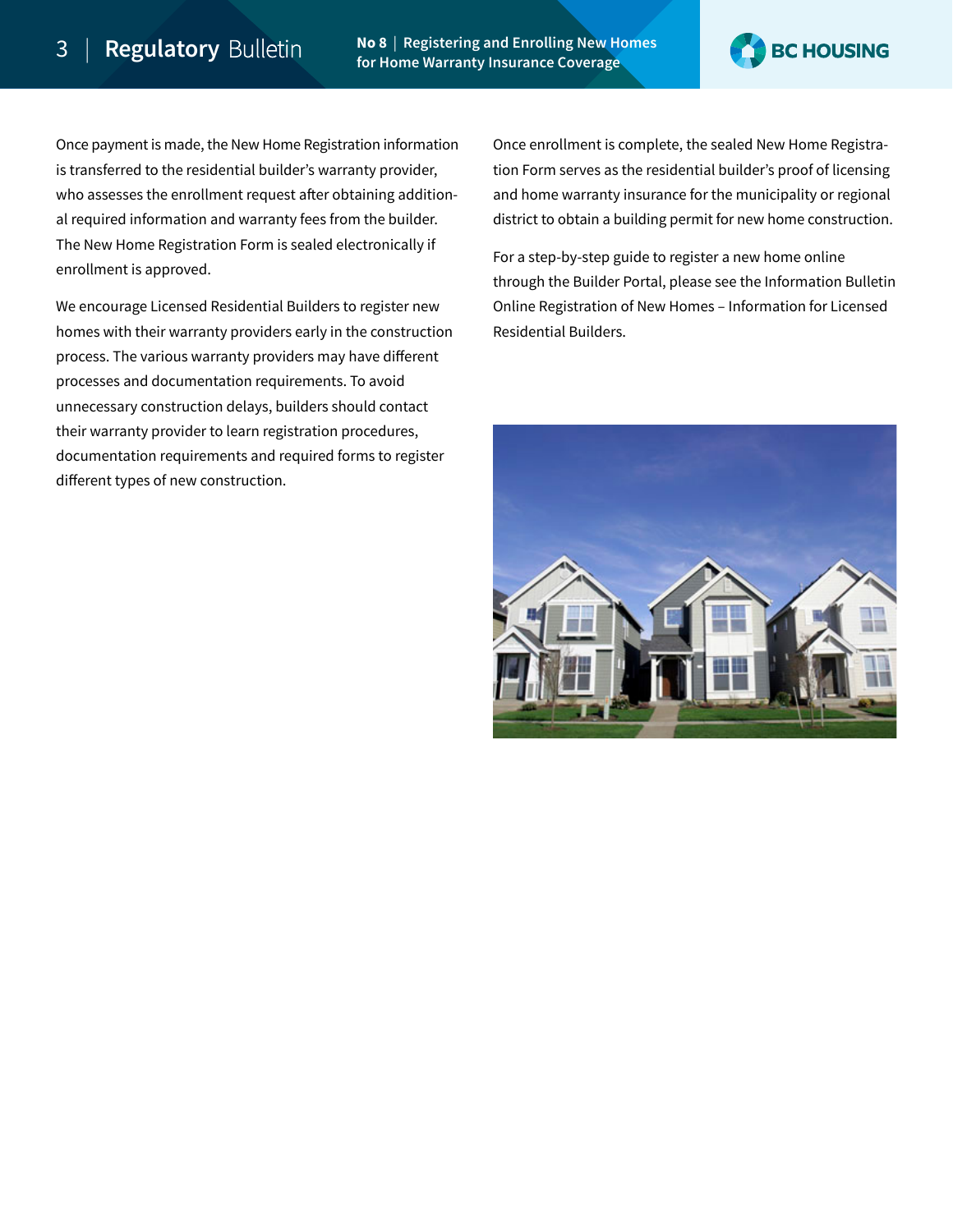Once payment is made, the New Home Registration information is transferred to the residential builder's warranty provider, who assesses the enrollment request after obtaining additional required information and warranty fees from the builder. The New Home Registration Form is sealed electronically if enrollment is approved.

We encourage Licensed Residential Builders to register new homes with their warranty providers early in the construction process. The various warranty providers may have different processes and documentation requirements. To avoid unnecessary construction delays, builders should contact their warranty provider to learn registration procedures, documentation requirements and required forms to register different types of new construction.

Once enrollment is complete, the sealed New Home Registration Form serves as the residential builder's proof of licensing and home warranty insurance for the municipality or regional district to obtain a building permit for new home construction.

For a step-by-step guide to register a new home online through the Builder Portal, please see the Information Bulletin Online Registration of New Homes – Information for Licensed Residential Builders.